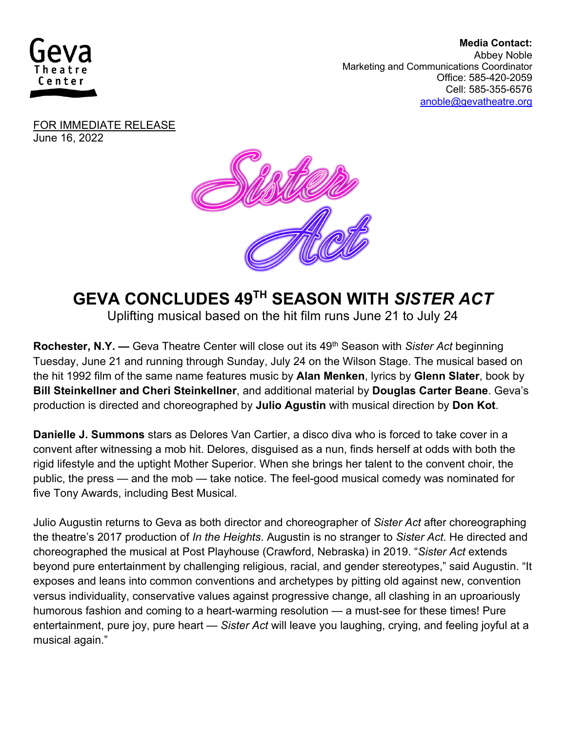Geva Theatre Center

**Media Contact:**
Abbey Noble
Marketing and Communications Coordinator
Office: 585-420-2059
Cell: 585-355-6576
anoble@gevatheatre.org

FOR IMMEDIATE RELEASE
June 16, 2022

Sister Act

# GEVA CONCLUDES 49TH SEASON WITH *SISTER ACT*

Uplifting musical based on the hit film runs June 21 to July 24

**Rochester, N.Y. —** Geva Theatre Center will close out its 49th Season with *Sister Act* beginning Tuesday, June 21 and running through Sunday, July 24 on the Wilson Stage. The musical based on the hit 1992 film of the same name features music by **Alan Menken**, lyrics by **Glenn Slater**, book by **Bill Steinkellner and Cheri Steinkellner**, and additional material by **Douglas Carter Beane**. Geva's production is directed and choreographed by **Julio Agustin** with musical direction by **Don Kot**.

**Danielle J. Summons** stars as Delores Van Cartier, a disco diva who is forced to take cover in a convent after witnessing a mob hit. Delores, disguised as a nun, finds herself at odds with both the rigid lifestyle and the uptight Mother Superior. When she brings her talent to the convent choir, the public, the press — and the mob — take notice. The feel-good musical comedy was nominated for five Tony Awards, including Best Musical.

Julio Augustin returns to Geva as both director and choreographer of *Sister Act* after choreographing the theatre's 2017 production of *In the Heights*. Augustin is no stranger to *Sister Act*. He directed and choreographed the musical at Post Playhouse (Crawford, Nebraska) in 2019. "*Sister Act* extends beyond pure entertainment by challenging religious, racial, and gender stereotypes," said Augustin. "It exposes and leans into common conventions and archetypes by pitting old against new, convention versus individuality, conservative values against progressive change, all clashing in an uproariously humorous fashion and coming to a heart-warming resolution — a must-see for these times! Pure entertainment, pure joy, pure heart — *Sister Act* will leave you laughing, crying, and feeling joyful at a musical again."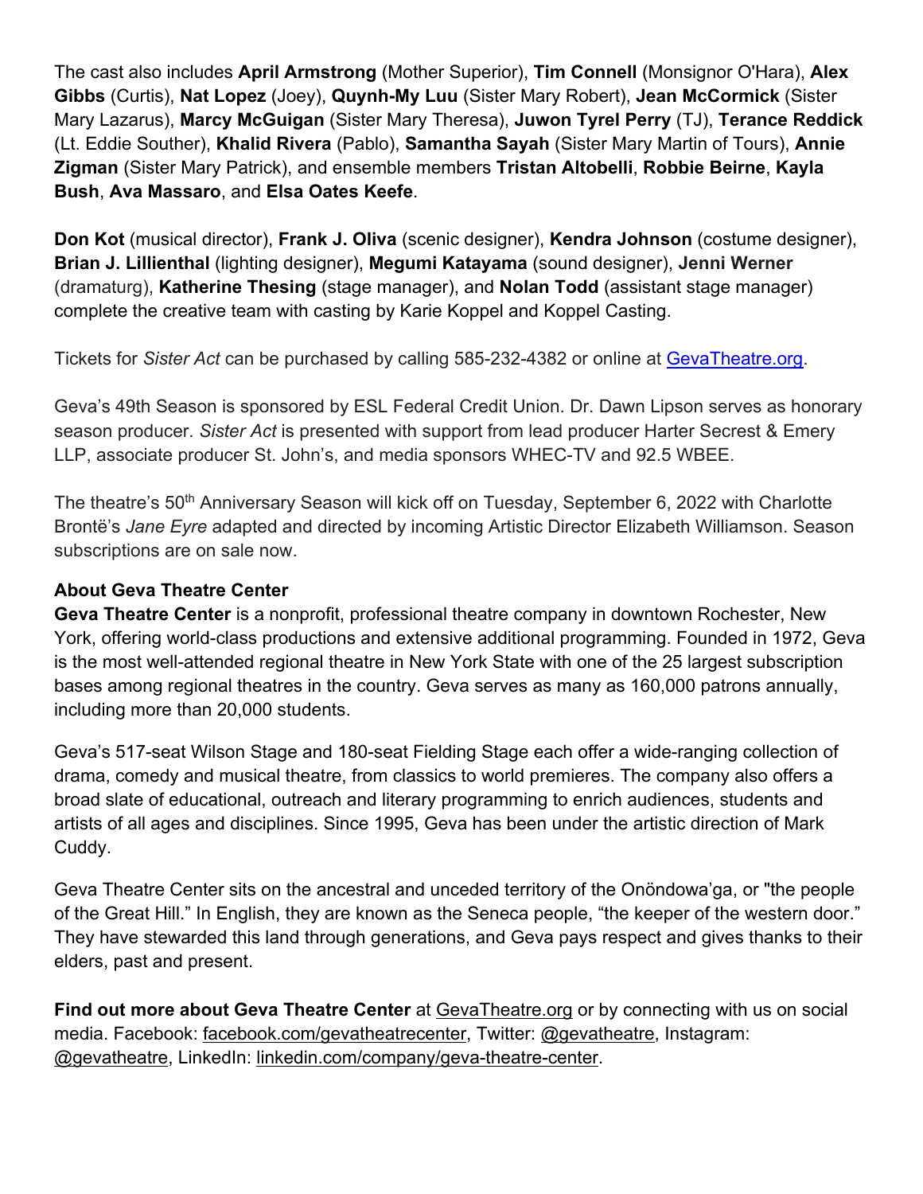The cast also includes **April Armstrong** (Mother Superior), **Tim Connell** (Monsignor O'Hara), **Alex Gibbs** (Curtis), **Nat Lopez** (Joey), **Quynh-My Luu** (Sister Mary Robert), **Jean McCormick** (Sister Mary Lazarus), **Marcy McGuigan** (Sister Mary Theresa), **Juwon Tyrel Perry** (TJ), **Terance Reddick** (Lt. Eddie Souther), **Khalid Rivera** (Pablo), **Samantha Sayah** (Sister Mary Martin of Tours), **Annie Zigman** (Sister Mary Patrick), and ensemble members **Tristan Altobelli**, **Robbie Beirne**, **Kayla Bush**, **Ava Massaro**, and **Elsa Oates Keefe**.

**Don Kot** (musical director), **Frank J. Oliva** (scenic designer), **Kendra Johnson** (costume designer), **Brian J. Lillienthal** (lighting designer), **Megumi Katayama** (sound designer), **Jenni Werner** (dramaturg), **Katherine Thesing** (stage manager), and **Nolan Todd** (assistant stage manager) complete the creative team with casting by Karie Koppel and Koppel Casting.

Tickets for *Sister Act* can be purchased by calling 585-232-4382 or online at GevaTheatre.org.

Geva's 49th Season is sponsored by ESL Federal Credit Union. Dr. Dawn Lipson serves as honorary season producer. *Sister Act* is presented with support from lead producer Harter Secrest & Emery LLP, associate producer St. John's, and media sponsors WHEC-TV and 92.5 WBEE.

The theatre's 50th Anniversary Season will kick off on Tuesday, September 6, 2022 with Charlotte Brontë's *Jane Eyre* adapted and directed by incoming Artistic Director Elizabeth Williamson. Season subscriptions are on sale now.

**About Geva Theatre Center**

**Geva Theatre Center** is a nonprofit, professional theatre company in downtown Rochester, New York, offering world-class productions and extensive additional programming. Founded in 1972, Geva is the most well-attended regional theatre in New York State with one of the 25 largest subscription bases among regional theatres in the country. Geva serves as many as 160,000 patrons annually, including more than 20,000 students.

Geva's 517-seat Wilson Stage and 180-seat Fielding Stage each offer a wide-ranging collection of drama, comedy and musical theatre, from classics to world premieres. The company also offers a broad slate of educational, outreach and literary programming to enrich audiences, students and artists of all ages and disciplines. Since 1995, Geva has been under the artistic direction of Mark Cuddy.

Geva Theatre Center sits on the ancestral and unceded territory of the Onöndowa'ga, or "the people of the Great Hill." In English, they are known as the Seneca people, "the keeper of the western door." They have stewarded this land through generations, and Geva pays respect and gives thanks to their elders, past and present.

**Find out more about Geva Theatre Center** at GevaTheatre.org or by connecting with us on social media. Facebook: facebook.com/gevatheatrecenter, Twitter: @gevatheatre, Instagram: @gevatheatre, LinkedIn: linkedin.com/company/geva-theatre-center.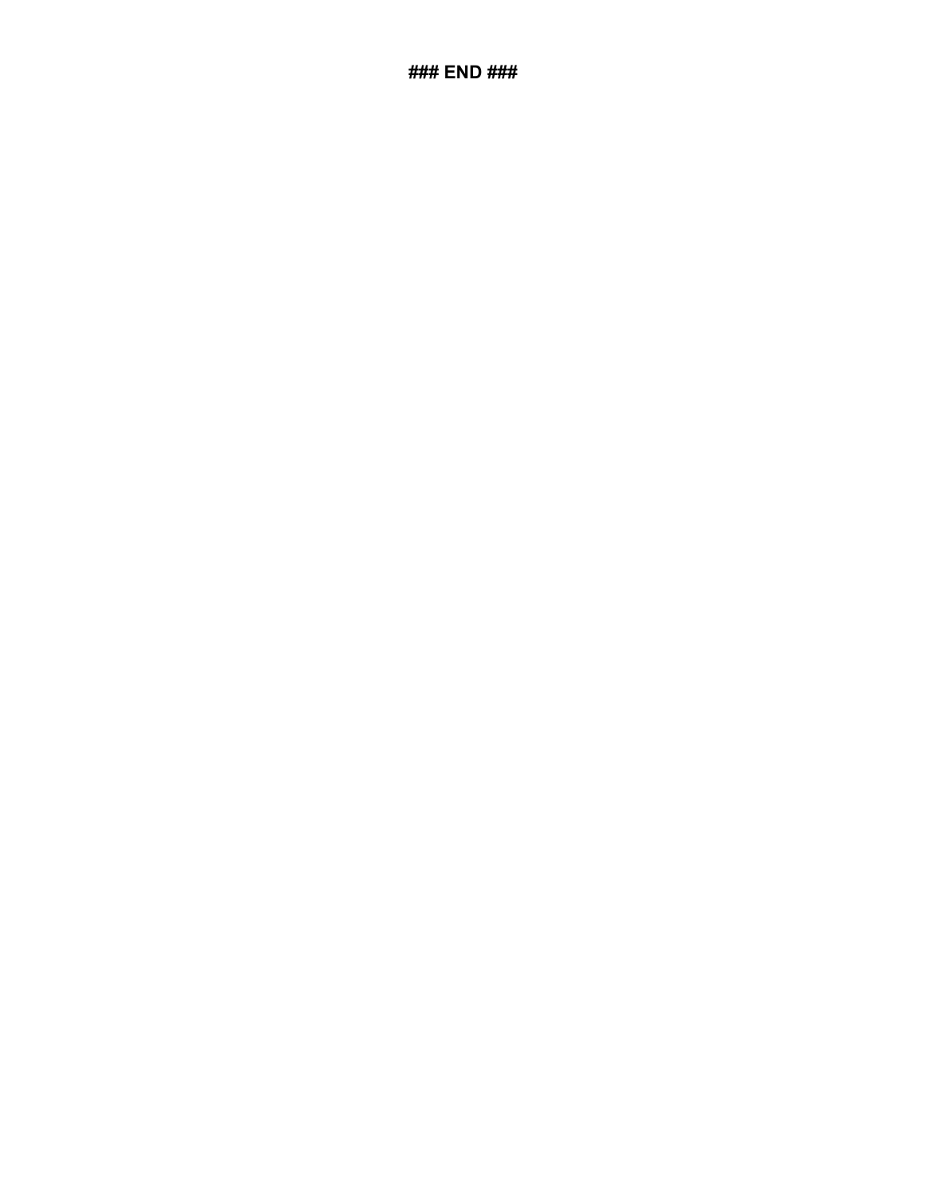**### END ###**